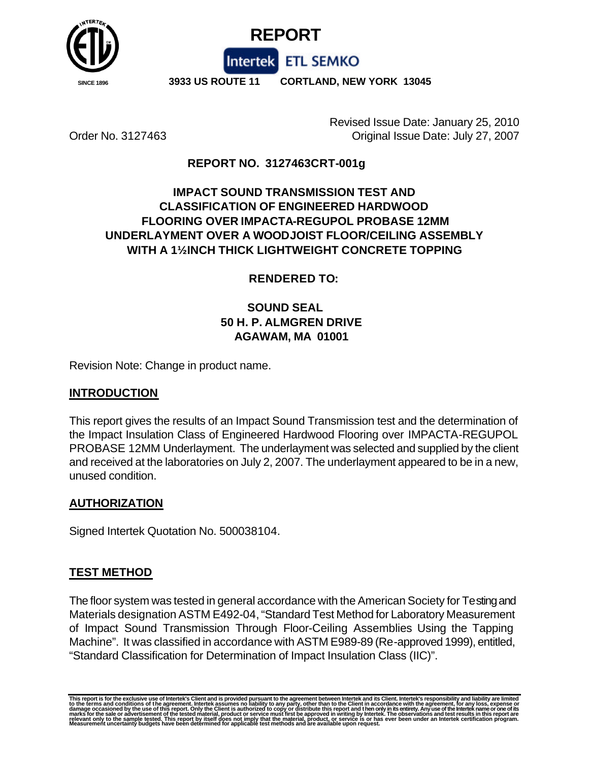# REPORT

Intertek ETL SEMKO

SINCE 1896 3933 US ROUTE 11 CORTLAND, NEW YORK 13045

Revised Issue Date: January 25, 2010

Order No. 3127463 Original Issue Date: July 27, 2007

**REPORT NO. 3127463CRT-001g**

**IMPACT SOUND TRANSMISSION TEST AND CLASSIFICATION OF ENGINEERED HARDWOOD FLOORING OVER IMPACTA-REGUPOL PROBASE 12MM UNDERLAYMENT OVER A WOODJOIST FLOOR/CEILING ASSEMBLY WITH A 1½INCH THICK LIGHTWEIGHT CONCRETE TOPPING**

**RENDERED TO:**

**SOUND SEAL**
**50 H. P. ALMGREN DRIVE**
**AGAWAM, MA 01001**

Revision Note: Change in product name.

## INTRODUCTION

This report gives the results of an Impact Sound Transmission test and the determination of the Impact Insulation Class of Engineered Hardwood Flooring over IMPACTA-REGUPOL PROBASE 12MM Underlayment. The underlayment was selected and supplied by the client and received at the laboratories on July 2, 2007. The underlayment appeared to be in a new, unused condition.

## AUTHORIZATION

Signed Intertek Quotation No. 500038104.

## TEST METHOD

The floor system was tested in general accordance with the American Society for Testing and Materials designation ASTM E492-04, "Standard Test Method for Laboratory Measurement of Impact Sound Transmission Through Floor-Ceiling Assemblies Using the Tapping Machine". It was classified in accordance with ASTM E989-89 (Re-approved 1999), entitled, "Standard Classification for Determination of Impact Insulation Class (IIC)".

This report is for the exclusive use of Intertek's Client and is provided pursuant to the agreement between Intertek and its Client. Intertek's responsibility and liability are limited to the terms and conditions of the agreement. Intertek assumes no liability to any party, other than to the Client in accordance with the agreement, for any loss, expense or damage occasioned by the use of this report. Only the Client is authorized to copy or distribute this report and then only in its entirety. Any use of the Intertek name or one of its marks for the sale or advertisement of the tested material, product or service must first be approved in writing by Intertek. The observations and test results in this report are relevant only to the sample tested. This report by itself does not imply that the material, product, or service is or has ever been under an Intertek certification program. Measurement uncertainty budgets have been determined for applicable test methods and are available upon request.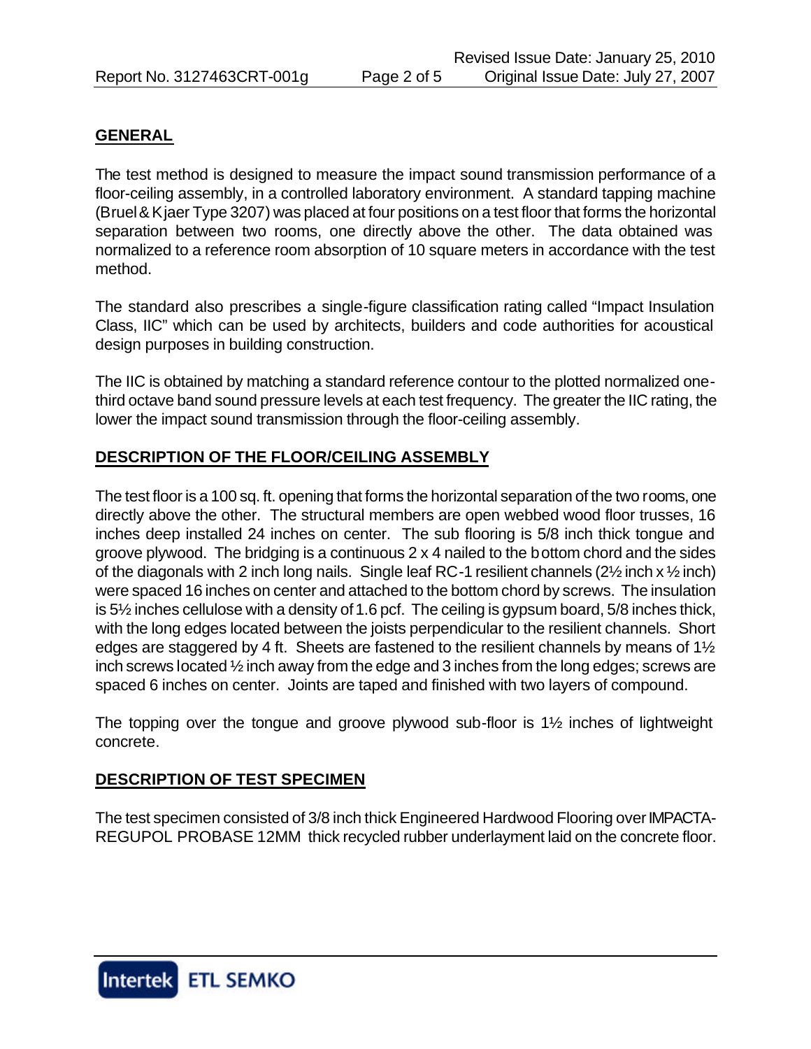## GENERAL

The test method is designed to measure the impact sound transmission performance of a floor-ceiling assembly, in a controlled laboratory environment. A standard tapping machine (Bruel & Kjaer Type 3207) was placed at four positions on a test floor that forms the horizontal separation between two rooms, one directly above the other. The data obtained was normalized to a reference room absorption of 10 square meters in accordance with the test method.

The standard also prescribes a single-figure classification rating called "Impact Insulation Class, IIC" which can be used by architects, builders and code authorities for acoustical design purposes in building construction.

The IIC is obtained by matching a standard reference contour to the plotted normalized one-third octave band sound pressure levels at each test frequency. The greater the IIC rating, the lower the impact sound transmission through the floor-ceiling assembly.

## DESCRIPTION OF THE FLOOR/CEILING ASSEMBLY

The test floor is a 100 sq. ft. opening that forms the horizontal separation of the two rooms, one directly above the other. The structural members are open webbed wood floor trusses, 16 inches deep installed 24 inches on center. The sub flooring is 5/8 inch thick tongue and groove plywood. The bridging is a continuous 2 x 4 nailed to the bottom chord and the sides of the diagonals with 2 inch long nails. Single leaf RC-1 resilient channels (2½ inch x ½ inch) were spaced 16 inches on center and attached to the bottom chord by screws. The insulation is 5½ inches cellulose with a density of 1.6 pcf. The ceiling is gypsum board, 5/8 inches thick, with the long edges located between the joists perpendicular to the resilient channels. Short edges are staggered by 4 ft. Sheets are fastened to the resilient channels by means of 1½ inch screws located ½ inch away from the edge and 3 inches from the long edges; screws are spaced 6 inches on center. Joints are taped and finished with two layers of compound.

The topping over the tongue and groove plywood sub-floor is 1½ inches of lightweight concrete.

## DESCRIPTION OF TEST SPECIMEN

The test specimen consisted of 3/8 inch thick Engineered Hardwood Flooring over IMPACTA-REGUPOL PROBASE 12MM thick recycled rubber underlayment laid on the concrete floor.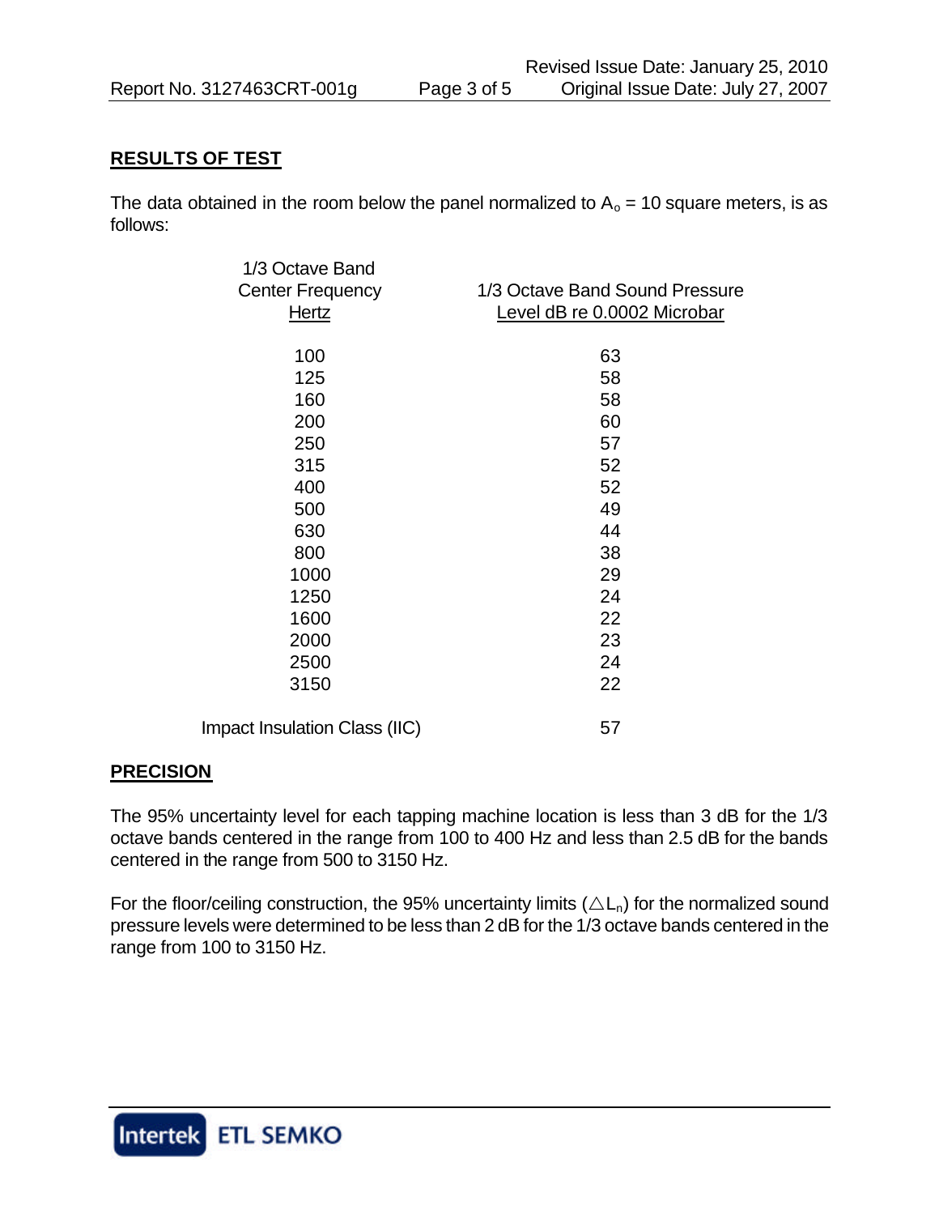## RESULTS OF TEST

The data obtained in the room below the panel normalized to $A_o$ = 10 square meters, is as follows:

| 1/3 Octave Band Center Frequency Hertz | 1/3 Octave Band Sound Pressure Level dB re 0.0002 Microbar |
|---|---|
| 100 | 63 |
| 125 | 58 |
| 160 | 58 |
| 200 | 60 |
| 250 | 57 |
| 315 | 52 |
| 400 | 52 |
| 500 | 49 |
| 630 | 44 |
| 800 | 38 |
| 1000 | 29 |
| 1250 | 24 |
| 1600 | 22 |
| 2000 | 23 |
| 2500 | 24 |
| 3150 | 22 |
| Impact Insulation Class (IIC) | 57 |

## PRECISION

The 95% uncertainty level for each tapping machine location is less than 3 dB for the 1/3 octave bands centered in the range from 100 to 400 Hz and less than 2.5 dB for the bands centered in the range from 500 to 3150 Hz.

For the floor/ceiling construction, the 95% uncertainty limits ($\triangle L_n$) for the normalized sound pressure levels were determined to be less than 2 dB for the 1/3 octave bands centered in the range from 100 to 3150 Hz.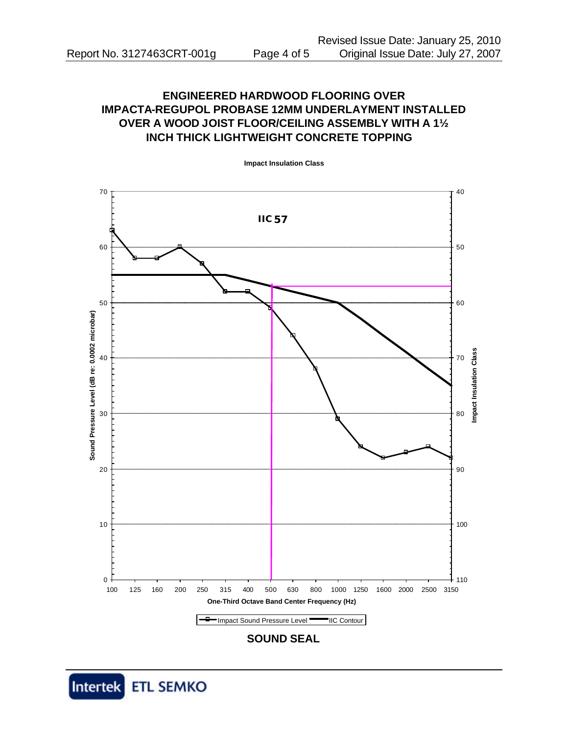## ENGINEERED HARDWOOD FLOORING OVER IMPACTA-REGUPOL PROBASE 12MM UNDERLAYMENT INSTALLED OVER A WOOD JOIST FLOOR/CEILING ASSEMBLY WITH A 1½ INCH THICK LIGHTWEIGHT CONCRETE TOPPING

Impact Insulation Class

IIC 57

Sound Pressure Level (dB re: 0.0002 microbar)

70
60
50
40
30
20
10
0

Impact Insulation Class

40
50
60
70
80
90
100
110

One-Third Octave Band Center Frequency (Hz)

100 125 160 200 250 315 400 500 630 800 1000 1250 1600 2000 2500 3150

Impact Sound Pressure Level
IIC Contour

**SOUND SEAL**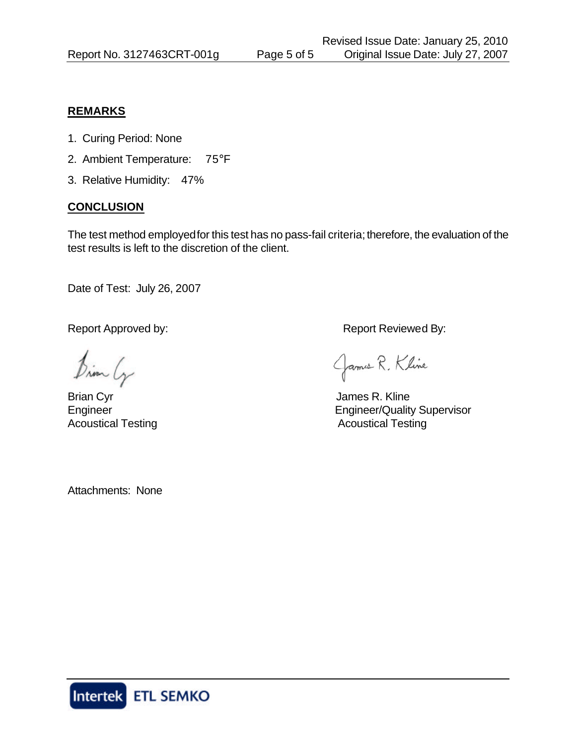## REMARKS

1. Curing Period: None
2. Ambient Temperature: 75°F
3. Relative Humidity: 47%

## CONCLUSION

The test method employed for this test has no pass-fail criteria; therefore, the evaluation of the test results is left to the discretion of the client.

Date of Test: July 26, 2007

Report Approved by:

Brian Cyr
Engineer
Acoustical Testing

Report Reviewed By:

James R. Kline
Engineer/Quality Supervisor
Acoustical Testing

Attachments: None